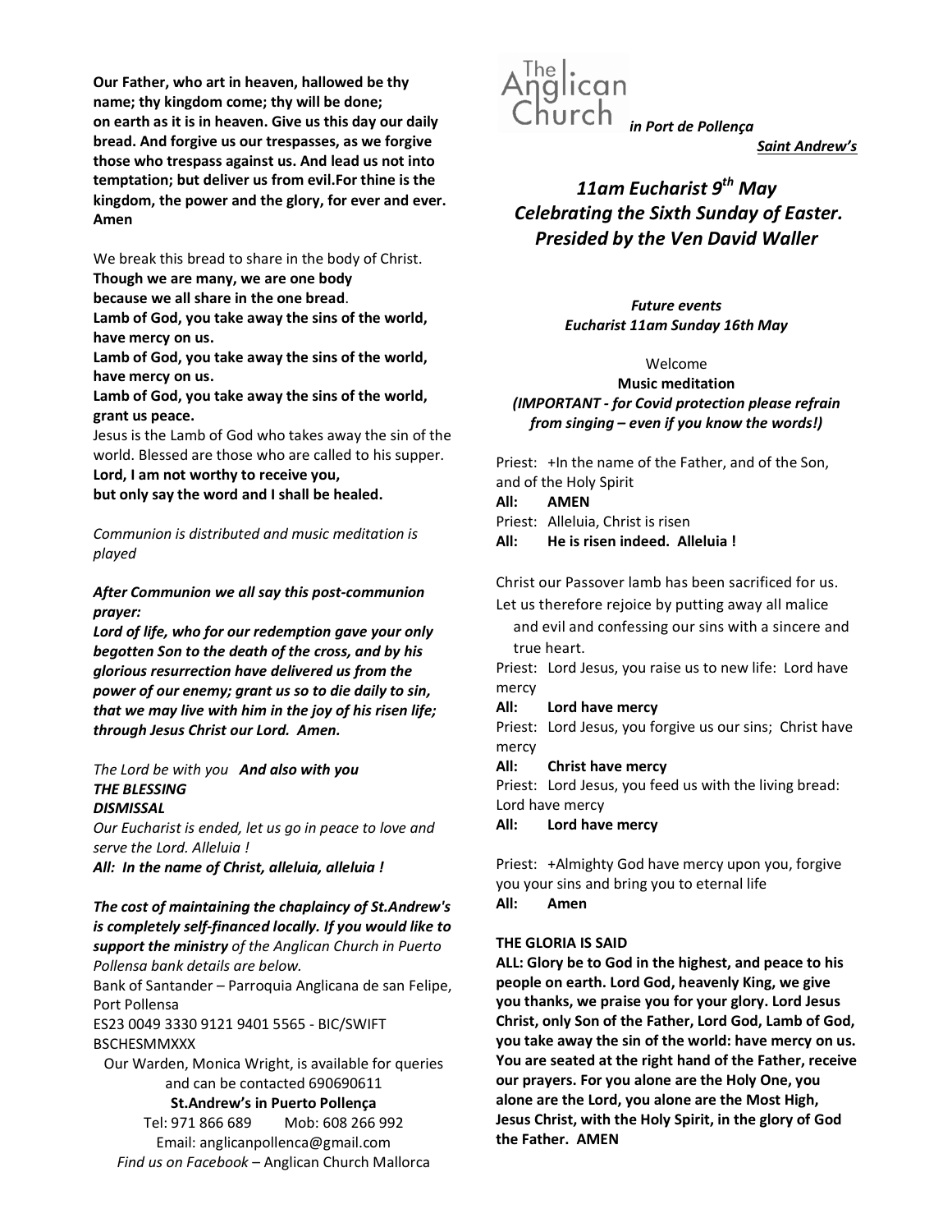**Our Father, who art in heaven, hallowed be thy name; thy kingdom come; thy will be done; on earth as it is in heaven. Give us this day our daily bread. And forgive us our trespasses, as we forgive those who trespass against us. And lead us not into temptation; but deliver us from evil.For thine is the kingdom, the power and the glory, for ever and ever. Amen**

We break this bread to share in the body of Christ.
**Though we are many, we are one body because we all share in the one bread**.
**Lamb of God, you take away the sins of the world, have mercy on us.**
**Lamb of God, you take away the sins of the world, have mercy on us.**
**Lamb of God, you take away the sins of the world, grant us peace.**
Jesus is the Lamb of God who takes away the sin of the world. Blessed are those who are called to his supper.
**Lord, I am not worthy to receive you, but only say the word and I shall be healed.**

*Communion is distributed and music meditation is played*

***After Communion we all say this post-communion prayer:***
***Lord of life, who for our redemption gave your only begotten Son to the death of the cross, and by his glorious resurrection have delivered us from the power of our enemy; grant us so to die daily to sin, that we may live with him in the joy of his risen life; through Jesus Christ our Lord. Amen.***

*The Lord be with you* ***And also with you***
***THE BLESSING***
***DISMISSAL***
*Our Eucharist is ended, let us go in peace to love and serve the Lord. Alleluia !*
***All: In the name of Christ, alleluia, alleluia !***

***The cost of maintaining the chaplaincy of St.Andrew's is completely self-financed locally. If you would like to support the ministry*** *of the Anglican Church in Puerto Pollensa bank details are below.*
Bank of Santander – Parroquia Anglicana de san Felipe, Port Pollensa
ES23 0049 3330 9121 9401 5565 - BIC/SWIFT BSCHESMMXXX
Our Warden, Monica Wright, is available for queries and can be contacted 690690611
**St.Andrew's in Puerto Pollença**
Tel: 971 866 689  Mob: 608 266 992
Email: anglicanpollenca@gmail.com
*Find us on Facebook* – Anglican Church Mallorca

The Anglican Church *in Port de Pollença*
***Saint Andrew's***

# *11am Eucharist 9th May Celebrating the Sixth Sunday of Easter. Presided by the Ven David Waller*

***Future events***
***Eucharist 11am Sunday 16th May***

Welcome
**Music meditation**
***(IMPORTANT - for Covid protection please refrain from singing – even if you know the words!)***

Priest: +In the name of the Father, and of the Son, and of the Holy Spirit
**All: AMEN**
Priest: Alleluia, Christ is risen
**All: He is risen indeed. Alleluia !**

Christ our Passover lamb has been sacrificed for us.
Let us therefore rejoice by putting away all malice and evil and confessing our sins with a sincere and true heart.
Priest: Lord Jesus, you raise us to new life: Lord have mercy
**All: Lord have mercy**
Priest: Lord Jesus, you forgive us our sins; Christ have mercy
**All: Christ have mercy**
Priest: Lord Jesus, you feed us with the living bread: Lord have mercy
**All: Lord have mercy**

Priest: +Almighty God have mercy upon you, forgive you your sins and bring you to eternal life
**All: Amen**

**THE GLORIA IS SAID**
**ALL: Glory be to God in the highest, and peace to his people on earth. Lord God, heavenly King, we give you thanks, we praise you for your glory. Lord Jesus Christ, only Son of the Father, Lord God, Lamb of God, you take away the sin of the world: have mercy on us. You are seated at the right hand of the Father, receive our prayers. For you alone are the Holy One, you alone are the Lord, you alone are the Most High, Jesus Christ, with the Holy Spirit, in the glory of God the Father. AMEN**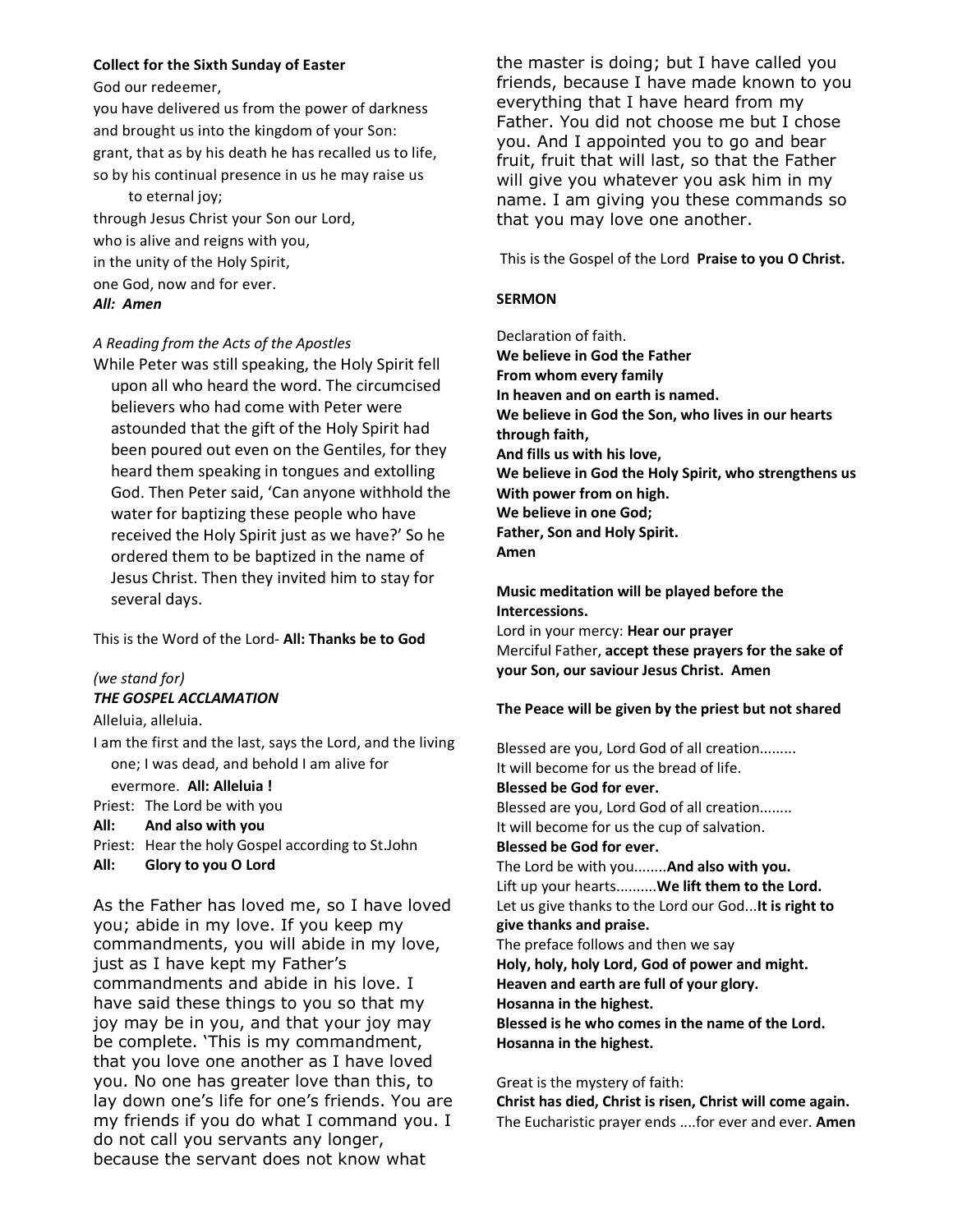**Collect for the Sixth Sunday of Easter**

God our redeemer,
you have delivered us from the power of darkness
and brought us into the kingdom of your Son:
grant, that as by his death he has recalled us to life,
so by his continual presence in us he may raise us
to eternal joy;
through Jesus Christ your Son our Lord,
who is alive and reigns with you,
in the unity of the Holy Spirit,
one God, now and for ever.
***All: Amen***

*A Reading from the Acts of the Apostles*

While Peter was still speaking, the Holy Spirit fell upon all who heard the word. The circumcised believers who had come with Peter were astounded that the gift of the Holy Spirit had been poured out even on the Gentiles, for they heard them speaking in tongues and extolling God. Then Peter said, 'Can anyone withhold the water for baptizing these people who have received the Holy Spirit just as we have?' So he ordered them to be baptized in the name of Jesus Christ. Then they invited him to stay for several days.

This is the Word of the Lord- **All: Thanks be to God**

*(we stand for)*

***THE GOSPEL ACCLAMATION***

Alleluia, alleluia.

I am the first and the last, says the Lord, and the living one; I was dead, and behold I am alive for evermore. **All: Alleluia !**

Priest: The Lord be with you
**All: And also with you**
Priest: Hear the holy Gospel according to St.John
**All: Glory to you O Lord**

As the Father has loved me, so I have loved you; abide in my love. If you keep my commandments, you will abide in my love, just as I have kept my Father's commandments and abide in his love. I have said these things to you so that my joy may be in you, and that your joy may be complete. 'This is my commandment, that you love one another as I have loved you. No one has greater love than this, to lay down one's life for one's friends. You are my friends if you do what I command you. I do not call you servants any longer, because the servant does not know what the master is doing; but I have called you friends, because I have made known to you everything that I have heard from my Father. You did not choose me but I chose you. And I appointed you to go and bear fruit, fruit that will last, so that the Father will give you whatever you ask him in my name. I am giving you these commands so that you may love one another.

This is the Gospel of the Lord **Praise to you O Christ.**

**SERMON**

Declaration of faith.
**We believe in God the Father**
**From whom every family**
**In heaven and on earth is named.**
**We believe in God the Son, who lives in our hearts through faith,**
**And fills us with his love,**
**We believe in God the Holy Spirit, who strengthens us**
**With power from on high.**
**We believe in one God;**
**Father, Son and Holy Spirit.**
**Amen**

**Music meditation will be played before the Intercessions.**
Lord in your mercy: **Hear our prayer**
Merciful Father, **accept these prayers for the sake of your Son, our saviour Jesus Christ. Amen**

**The Peace will be given by the priest but not shared**

Blessed are you, Lord God of all creation.........
It will become for us the bread of life.
**Blessed be God for ever.**
Blessed are you, Lord God of all creation........
It will become for us the cup of salvation.
**Blessed be God for ever.**
The Lord be with you........**And also with you.**
Lift up your hearts.........**We lift them to the Lord.**
Let us give thanks to the Lord our God...**It is right to give thanks and praise.**
The preface follows and then we say
**Holy, holy, holy Lord, God of power and might.**
**Heaven and earth are full of your glory.**
**Hosanna in the highest.**
**Blessed is he who comes in the name of the Lord.**
**Hosanna in the highest.**

Great is the mystery of faith:
**Christ has died, Christ is risen, Christ will come again.**
The Eucharistic prayer ends ....for ever and ever. **Amen**